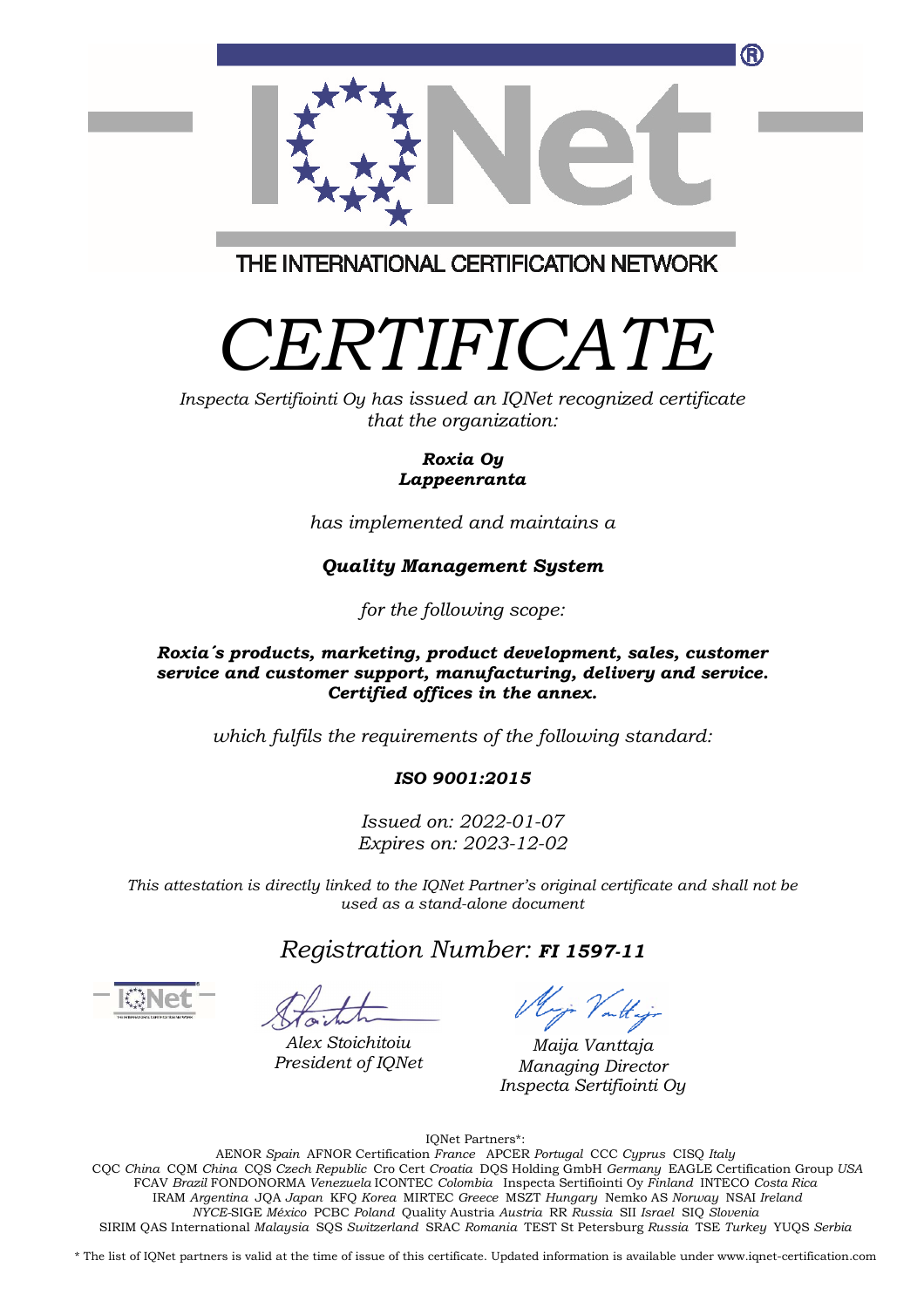THE INTERNATIONAL CERTIFICATION NETWORK

# CERTIFICATE

*Inspecta Sertifiointi Oy has issued an IQNet recognized certificate that the organization:*

***Roxia Oy***
***Lappeenranta***

*has implemented and maintains a*

***Quality Management System***

*for the following scope:*

***Roxia´s products, marketing, product development, sales, customer service and customer support, manufacturing, delivery and service. Certified offices in the annex.***

*which fulfils the requirements of the following standard:*

***ISO 9001:2015***

*Issued on: 2022-01-07*
*Expires on: 2023-12-02*

*This attestation is directly linked to the IQNet Partner's original certificate and shall not be used as a stand-alone document*

*Registration Number:* ***FI 1597-11***

*Alex Stoichitoiu*
*President of IQNet*

*Maija Vanttaja*
*Managing Director*
*Inspecta Sertifiointi Oy*

IQNet Partners*:
AENOR *Spain* AFNOR Certification *France* APCER *Portugal* CCC *Cyprus* CISQ *Italy*
CQC *China* CQM *China* CQS *Czech Republic* Cro Cert *Croatia* DQS Holding GmbH *Germany* EAGLE Certification Group *USA*
FCAV *Brazil* FONDONORMA *Venezuela* ICONTEC *Colombia* Inspecta Sertifiointi Oy *Finland* INTECO *Costa Rica*
IRAM *Argentina* JQA *Japan* KFQ *Korea* MIRTEC *Greece* MSZT *Hungary* Nemko AS *Norway* NSAI *Ireland*
*NYCE*-SIGE *México* PCBC *Poland* Quality Austria *Austria* RR *Russia* SII *Israel* SIQ *Slovenia*
SIRIM QAS International *Malaysia* SQS *Switzerland* SRAC *Romania* TEST St Petersburg *Russia* TSE *Turkey* YUQS *Serbia*

* The list of IQNet partners is valid at the time of issue of this certificate. Updated information is available under www.iqnet-certification.com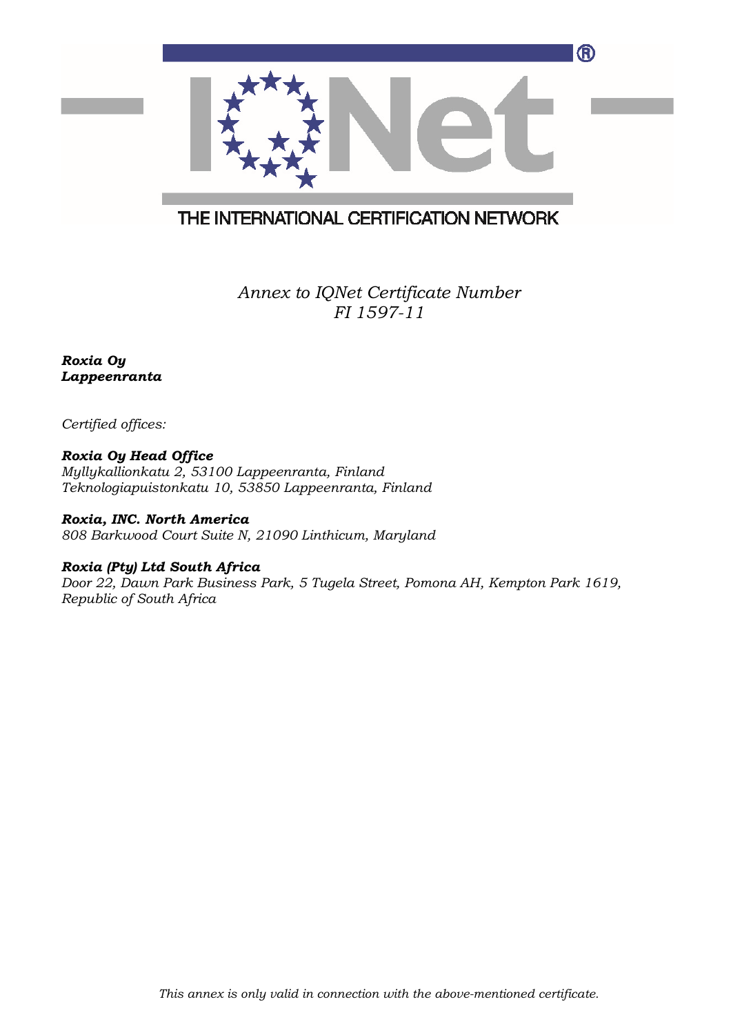THE INTERNATIONAL CERTIFICATION NETWORK

*Annex to IQNet Certificate Number*
*FI 1597-11*

***Roxia Oy***
***Lappeenranta***

*Certified offices:*

***Roxia Oy Head Office***
*Myllykallionkatu 2, 53100 Lappeenranta, Finland*
*Teknologiapuistonkatu 10, 53850 Lappeenranta, Finland*

***Roxia, INC. North America***
*808 Barkwood Court Suite N, 21090 Linthicum, Maryland*

***Roxia (Pty) Ltd South Africa***
*Door 22, Dawn Park Business Park, 5 Tugela Street, Pomona AH, Kempton Park 1619, Republic of South Africa*

*This annex is only valid in connection with the above-mentioned certificate.*